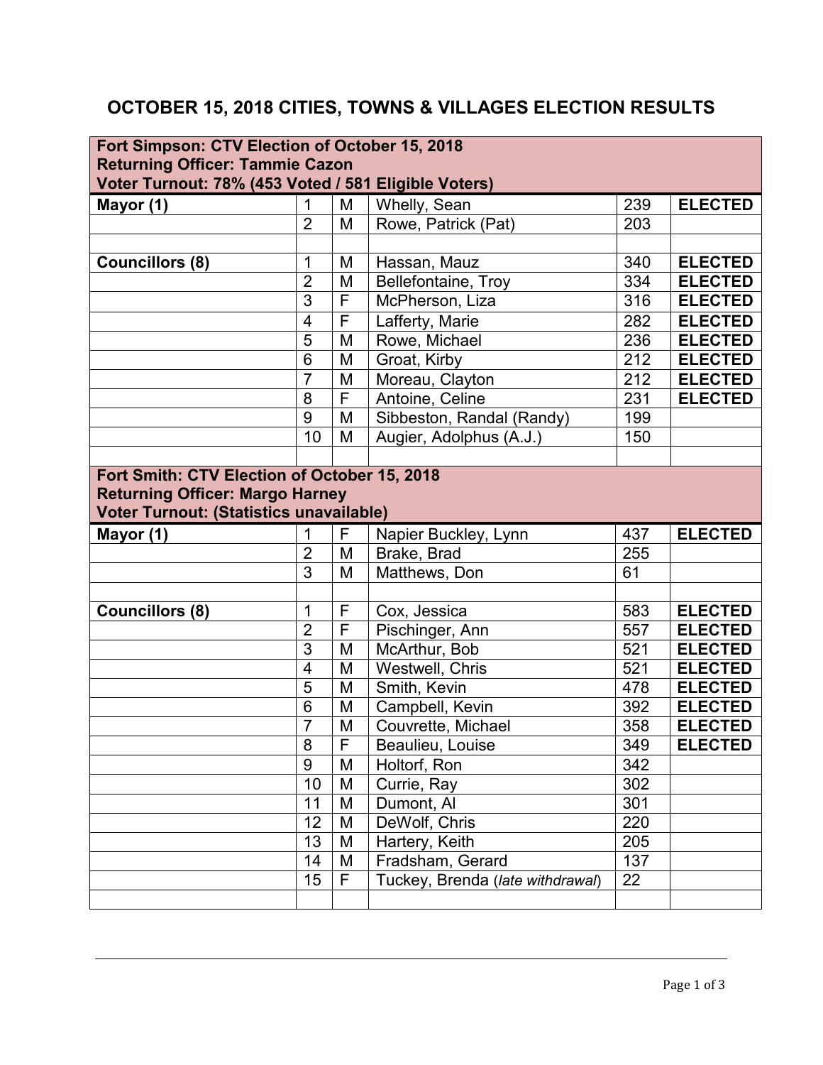# OCTOBER 15, 2018 CITIES, TOWNS & VILLAGES ELECTION RESULTS

| **Fort Simpson: CTV Election of October 15, 2018**<br>**Returning Officer: Tammie Cazon**<br>**Voter Turnout: 78% (453 Voted / 581 Eligible Voters)** | | | | | |
|---|---|---|---|---|---|
| **Mayor (1)** | 1 | M | Whelly, Sean | 239 | **ELECTED** |
| | 2 | M | Rowe, Patrick (Pat) | 203 | |
| | | | | | |
| **Councillors (8)** | 1 | M | Hassan, Mauz | 340 | **ELECTED** |
| | 2 | M | Bellefontaine, Troy | 334 | **ELECTED** |
| | 3 | F | McPherson, Liza | 316 | **ELECTED** |
| | 4 | F | Lafferty, Marie | 282 | **ELECTED** |
| | 5 | M | Rowe, Michael | 236 | **ELECTED** |
| | 6 | M | Groat, Kirby | 212 | **ELECTED** |
| | 7 | M | Moreau, Clayton | 212 | **ELECTED** |
| | 8 | F | Antoine, Celine | 231 | **ELECTED** |
| | 9 | M | Sibbeston, Randal (Randy) | 199 | |
| | 10 | M | Augier, Adolphus (A.J.) | 150 | |
| | | | | | |

| **Fort Smith: CTV Election of October 15, 2018**<br>**Returning Officer: Margo Harney**<br>**Voter Turnout: (Statistics unavailable)** | | | | | |
|---|---|---|---|---|---|
| **Mayor (1)** | 1 | F | Napier Buckley, Lynn | 437 | **ELECTED** |
| | 2 | M | Brake, Brad | 255 | |
| | 3 | M | Matthews, Don | 61 | |
| | | | | | |
| **Councillors (8)** | 1 | F | Cox, Jessica | 583 | **ELECTED** |
| | 2 | F | Pischinger, Ann | 557 | **ELECTED** |
| | 3 | M | McArthur, Bob | 521 | **ELECTED** |
| | 4 | M | Westwell, Chris | 521 | **ELECTED** |
| | 5 | M | Smith, Kevin | 478 | **ELECTED** |
| | 6 | M | Campbell, Kevin | 392 | **ELECTED** |
| | 7 | M | Couvrette, Michael | 358 | **ELECTED** |
| | 8 | F | Beaulieu, Louise | 349 | **ELECTED** |
| | 9 | M | Holtorf, Ron | 342 | |
| | 10 | M | Currie, Ray | 302 | |
| | 11 | M | Dumont, Al | 301 | |
| | 12 | M | DeWolf, Chris | 220 | |
| | 13 | M | Hartery, Keith | 205 | |
| | 14 | M | Fradsham, Gerard | 137 | |
| | 15 | F | Tuckey, Brenda (*late withdrawal*) | 22 | |
| | | | | | |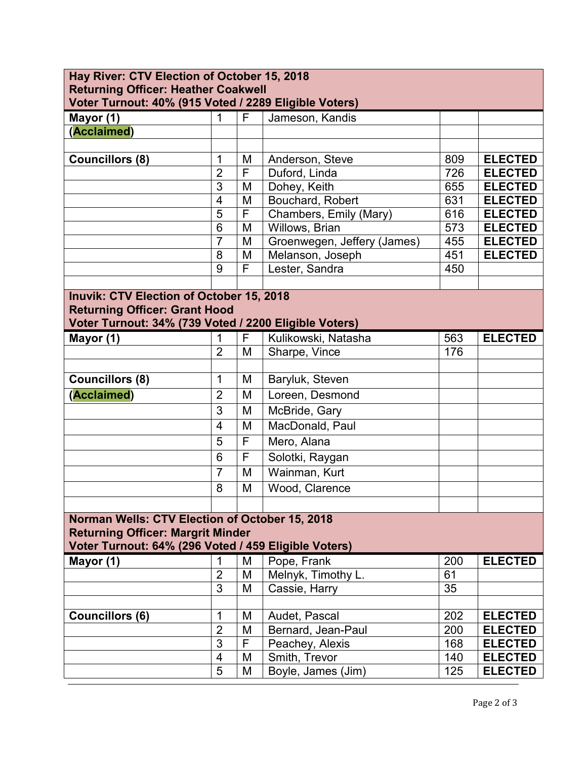| **Hay River: CTV Election of October 15, 2018**<br>**Returning Officer: Heather Coakwell**<br>**Voter Turnout: 40% (915 Voted / 2289 Eligible Voters)** | | | | | |
|---|---|---|---|---|---|
| **Mayor (1)** | 1 | F | Jameson, Kandis | | |
| **(Acclaimed)** | | | | | |
| | | | | | |
| **Councillors (8)** | 1 | M | Anderson, Steve | 809 | **ELECTED** |
| | 2 | F | Duford, Linda | 726 | **ELECTED** |
| | 3 | M | Dohey, Keith | 655 | **ELECTED** |
| | 4 | M | Bouchard, Robert | 631 | **ELECTED** |
| | 5 | F | Chambers, Emily (Mary) | 616 | **ELECTED** |
| | 6 | M | Willows, Brian | 573 | **ELECTED** |
| | 7 | M | Groenwegen, Jeffery (James) | 455 | **ELECTED** |
| | 8 | M | Melanson, Joseph | 451 | **ELECTED** |
| | 9 | F | Lester, Sandra | 450 | |

| **Inuvik: CTV Election of October 15, 2018**<br>**Returning Officer: Grant Hood**<br>**Voter Turnout: 34% (739 Voted / 2200 Eligible Voters)** | | | | | |
|---|---|---|---|---|---|
| **Mayor (1)** | 1 | F | Kulikowski, Natasha | 563 | **ELECTED** |
| | 2 | M | Sharpe, Vince | 176 | |
| | | | | | |
| **Councillors (8)** | 1 | M | Baryluk, Steven | | |
| **(Acclaimed)** | 2 | M | Loreen, Desmond | | |
| | 3 | M | McBride, Gary | | |
| | 4 | M | MacDonald, Paul | | |
| | 5 | F | Mero, Alana | | |
| | 6 | F | Solotki, Raygan | | |
| | 7 | M | Wainman, Kurt | | |
| | 8 | M | Wood, Clarence | | |

| **Norman Wells: CTV Election of October 15, 2018**<br>**Returning Officer: Margrit Minder**<br>**Voter Turnout: 64% (296 Voted / 459 Eligible Voters)** | | | | | |
|---|---|---|---|---|---|
| **Mayor (1)** | 1 | M | Pope, Frank | 200 | **ELECTED** |
| | 2 | M | Melnyk, Timothy L. | 61 | |
| | 3 | M | Cassie, Harry | 35 | |
| | | | | | |
| **Councillors (6)** | 1 | M | Audet, Pascal | 202 | **ELECTED** |
| | 2 | M | Bernard, Jean-Paul | 200 | **ELECTED** |
| | 3 | F | Peachey, Alexis | 168 | **ELECTED** |
| | 4 | M | Smith, Trevor | 140 | **ELECTED** |
| | 5 | M | Boyle, James (Jim) | 125 | **ELECTED** |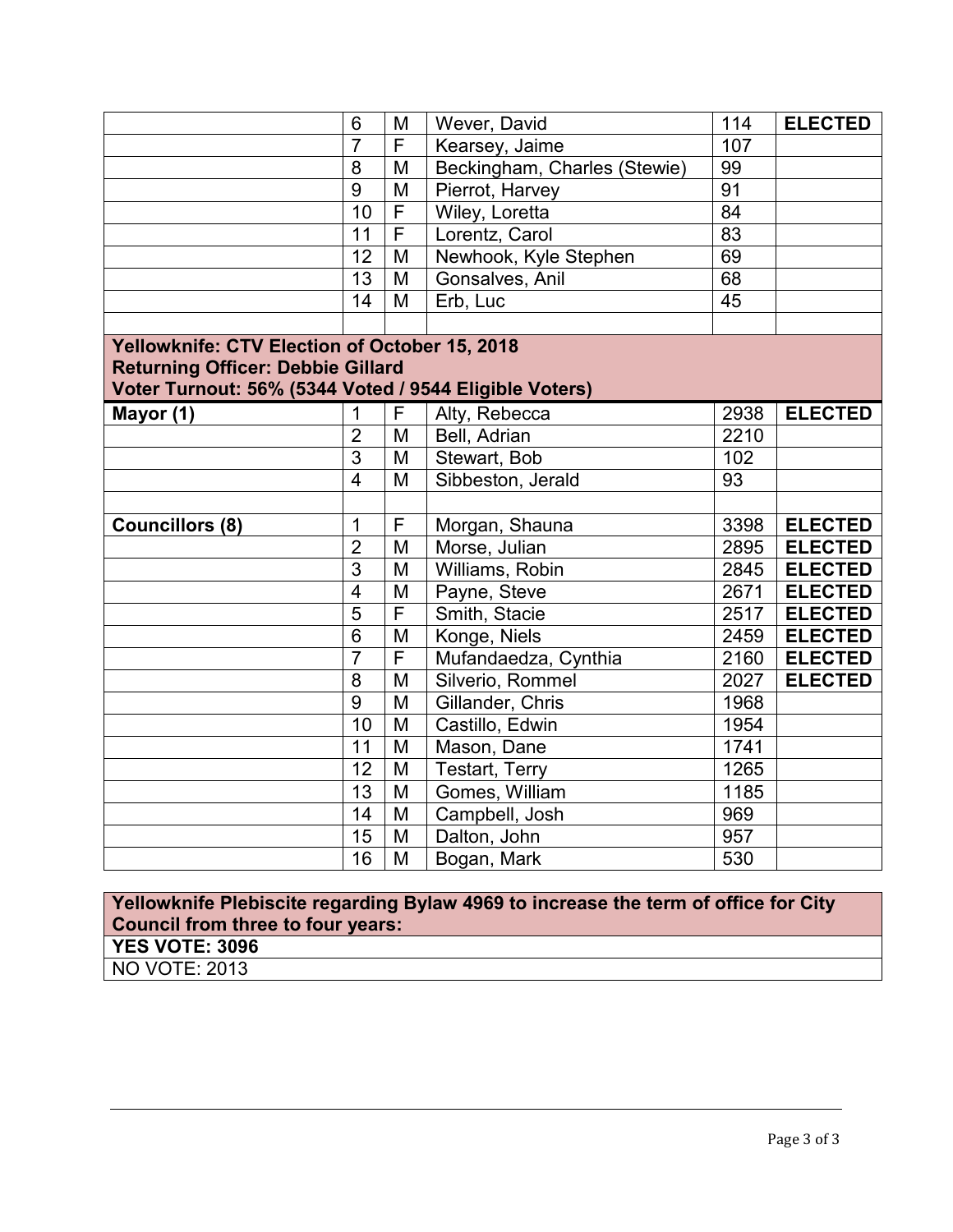| | | | | | |
|---|---|---|---|---|---|
| | 6 | M | Wever, David | 114 | **ELECTED** |
| | 7 | F | Kearsey, Jaime | 107 | |
| | 8 | M | Beckingham, Charles (Stewie) | 99 | |
| | 9 | M | Pierrot, Harvey | 91 | |
| | 10 | F | Wiley, Loretta | 84 | |
| | 11 | F | Lorentz, Carol | 83 | |
| | 12 | M | Newhook, Kyle Stephen | 69 | |
| | 13 | M | Gonsalves, Anil | 68 | |
| | 14 | M | Erb, Luc | 45 | |

**Yellowknife: CTV Election of October 15, 2018**
**Returning Officer: Debbie Gillard**
**Voter Turnout: 56% (5344 Voted / 9544 Eligible Voters)**

| | | | | | |
|---|---|---|---|---|---|
| **Mayor (1)** | 1 | F | Alty, Rebecca | 2938 | **ELECTED** |
| | 2 | M | Bell, Adrian | 2210 | |
| | 3 | M | Stewart, Bob | 102 | |
| | 4 | M | Sibbeston, Jerald | 93 | |
| | | | | | |
| **Councillors (8)** | 1 | F | Morgan, Shauna | 3398 | **ELECTED** |
| | 2 | M | Morse, Julian | 2895 | **ELECTED** |
| | 3 | M | Williams, Robin | 2845 | **ELECTED** |
| | 4 | M | Payne, Steve | 2671 | **ELECTED** |
| | 5 | F | Smith, Stacie | 2517 | **ELECTED** |
| | 6 | M | Konge, Niels | 2459 | **ELECTED** |
| | 7 | F | Mufandaedza, Cynthia | 2160 | **ELECTED** |
| | 8 | M | Silverio, Rommel | 2027 | **ELECTED** |
| | 9 | M | Gillander, Chris | 1968 | |
| | 10 | M | Castillo, Edwin | 1954 | |
| | 11 | M | Mason, Dane | 1741 | |
| | 12 | M | Testart, Terry | 1265 | |
| | 13 | M | Gomes, William | 1185 | |
| | 14 | M | Campbell, Josh | 969 | |
| | 15 | M | Dalton, John | 957 | |
| | 16 | M | Bogan, Mark | 530 | |

**Yellowknife Plebiscite regarding Bylaw 4969 to increase the term of office for City Council from three to four years:**

**YES VOTE: 3096**

NO VOTE: 2013